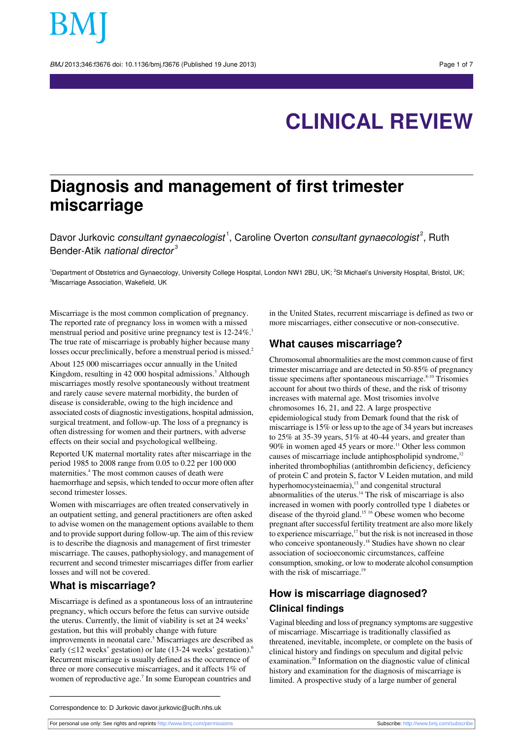# CLINICAL REVIEW

# Diagnosis and management of first trimester miscarriage

Davor Jurkovic *consultant gynaecologist*[1], Caroline Overton *consultant gynaecologist*[2], Ruth Bender-Atik *national director*[3]

[1]Department of Obstetrics and Gynaecology, University College Hospital, London NW1 2BU, UK; [2]St Michael's University Hospital, Bristol, UK; [3]Miscarriage Association, Wakefield, UK

Miscarriage is the most common complication of pregnancy. The reported rate of pregnancy loss in women with a missed menstrual period and positive urine pregnancy test is 12-24%.[1] The true rate of miscarriage is probably higher because many losses occur preclinically, before a menstrual period is missed.[2]

About 125 000 miscarriages occur annually in the United Kingdom, resulting in 42 000 hospital admissions.[3] Although miscarriages mostly resolve spontaneously without treatment and rarely cause severe maternal morbidity, the burden of disease is considerable, owing to the high incidence and associated costs of diagnostic investigations, hospital admission, surgical treatment, and follow-up. The loss of a pregnancy is often distressing for women and their partners, with adverse effects on their social and psychological wellbeing.

Reported UK maternal mortality rates after miscarriage in the period 1985 to 2008 range from 0.05 to 0.22 per 100 000 maternities.[4] The most common causes of death were haemorrhage and sepsis, which tended to occur more often after second trimester losses.

Women with miscarriages are often treated conservatively in an outpatient setting, and general practitioners are often asked to advise women on the management options available to them and to provide support during follow-up. The aim of this review is to describe the diagnosis and management of first trimester miscarriage. The causes, pathophysiology, and management of recurrent and second trimester miscarriages differ from earlier losses and will not be covered.

## What is miscarriage?

Miscarriage is defined as a spontaneous loss of an intrauterine pregnancy, which occurs before the fetus can survive outside the uterus. Currently, the limit of viability is set at 24 weeks' gestation, but this will probably change with future improvements in neonatal care.[5] Miscarriages are described as early (≤12 weeks' gestation) or late (13-24 weeks' gestation).[6] Recurrent miscarriage is usually defined as the occurrence of three or more consecutive miscarriages, and it affects 1% of women of reproductive age.[7] In some European countries and in the United States, recurrent miscarriage is defined as two or more miscarriages, either consecutive or non-consecutive.

## What causes miscarriage?

Chromosomal abnormalities are the most common cause of first trimester miscarriage and are detected in 50-85% of pregnancy tissue specimens after spontaneous miscarriage.[8-10] Trisomies account for about two thirds of these, and the risk of trisomy increases with maternal age. Most trisomies involve chromosomes 16, 21, and 22. A large prospective epidemiological study from Demark found that the risk of miscarriage is 15% or less up to the age of 34 years but increases to 25% at 35-39 years, 51% at 40-44 years, and greater than 90% in women aged 45 years or more.[11] Other less common causes of miscarriage include antiphospholipid syndrome,[12] inherited thrombophilias (antithrombin deficiency, deficiency of protein C and protein S, factor V Leiden mutation, and mild hyperhomocysteinaemia),[13] and congenital structural abnormalities of the uterus.[14] The risk of miscarriage is also increased in women with poorly controlled type 1 diabetes or disease of the thyroid gland.[15 16] Obese women who become pregnant after successful fertility treatment are also more likely to experience miscarriage,[17] but the risk is not increased in those who conceive spontaneously.[18] Studies have shown no clear association of socioeconomic circumstances, caffeine consumption, smoking, or low to moderate alcohol consumption with the risk of miscarriage.[19]

## How is miscarriage diagnosed?

### Clinical findings

Vaginal bleeding and loss of pregnancy symptoms are suggestive of miscarriage. Miscarriage is traditionally classified as threatened, inevitable, incomplete, or complete on the basis of clinical history and findings on speculum and digital pelvic examination.[20] Information on the diagnostic value of clinical history and examination for the diagnosis of miscarriage is limited. A prospective study of a large number of general

Correspondence to: D Jurkovic davor.jurkovic@uclh.nhs.uk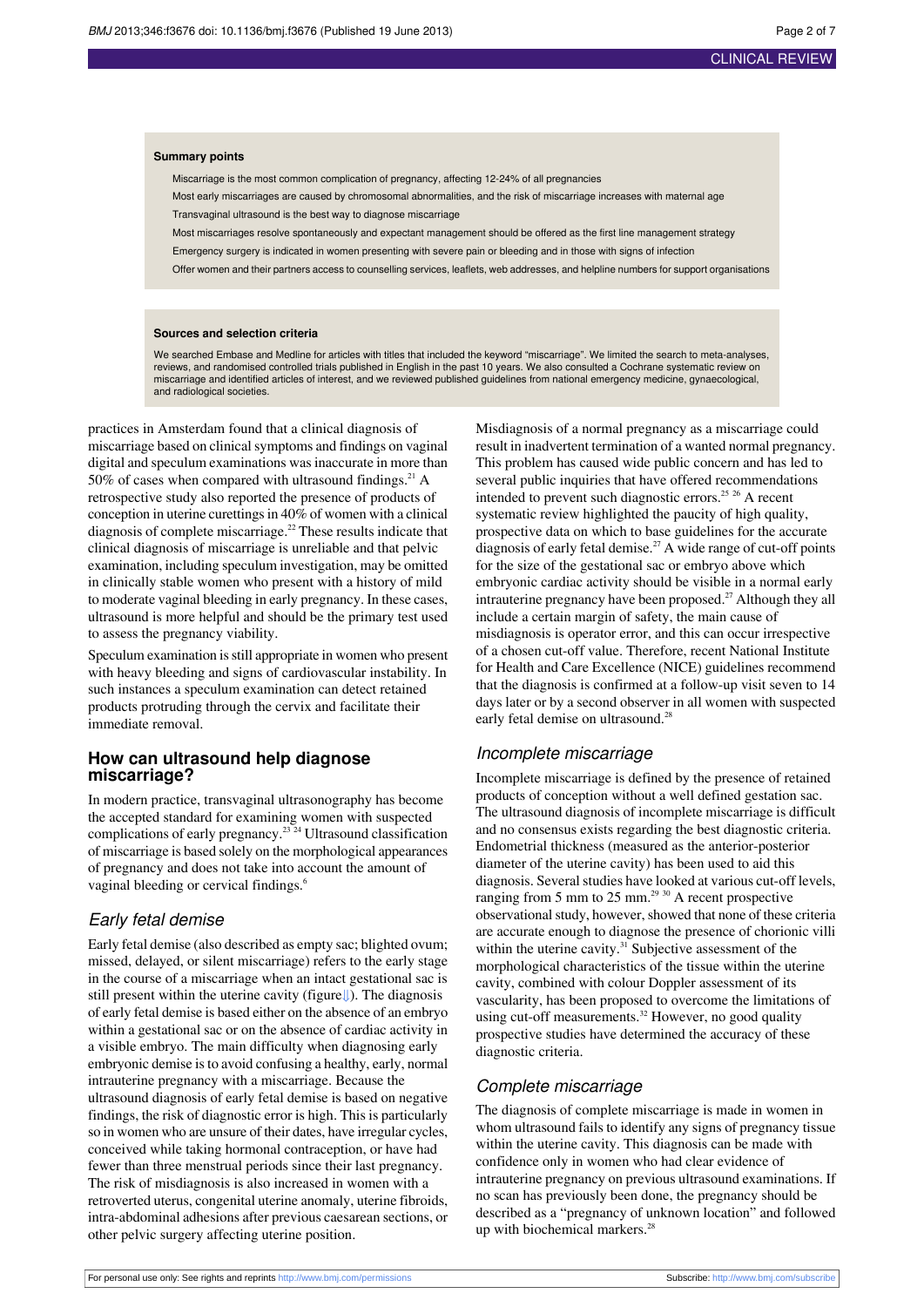**Summary points**

Miscarriage is the most common complication of pregnancy, affecting 12-24% of all pregnancies

Most early miscarriages are caused by chromosomal abnormalities, and the risk of miscarriage increases with maternal age

Transvaginal ultrasound is the best way to diagnose miscarriage

Most miscarriages resolve spontaneously and expectant management should be offered as the first line management strategy

Emergency surgery is indicated in women presenting with severe pain or bleeding and in those with signs of infection

Offer women and their partners access to counselling services, leaflets, web addresses, and helpline numbers for support organisations

**Sources and selection criteria**

We searched Embase and Medline for articles with titles that included the keyword "miscarriage". We limited the search to meta-analyses, reviews, and randomised controlled trials published in English in the past 10 years. We also consulted a Cochrane systematic review on miscarriage and identified articles of interest, and we reviewed published guidelines from national emergency medicine, gynaecological, and radiological societies.

practices in Amsterdam found that a clinical diagnosis of miscarriage based on clinical symptoms and findings on vaginal digital and speculum examinations was inaccurate in more than 50% of cases when compared with ultrasound findings.[21] A retrospective study also reported the presence of products of conception in uterine curettings in 40% of women with a clinical diagnosis of complete miscarriage.[22] These results indicate that clinical diagnosis of miscarriage is unreliable and that pelvic examination, including speculum investigation, may be omitted in clinically stable women who present with a history of mild to moderate vaginal bleeding in early pregnancy. In these cases, ultrasound is more helpful and should be the primary test used to assess the pregnancy viability.

Speculum examination is still appropriate in women who present with heavy bleeding and signs of cardiovascular instability. In such instances a speculum examination can detect retained products protruding through the cervix and facilitate their immediate removal.

## How can ultrasound help diagnose miscarriage?

In modern practice, transvaginal ultrasonography has become the accepted standard for examining women with suspected complications of early pregnancy.[23 24] Ultrasound classification of miscarriage is based solely on the morphological appearances of pregnancy and does not take into account the amount of vaginal bleeding or cervical findings.[6]

### *Early fetal demise*

Early fetal demise (also described as empty sac; blighted ovum; missed, delayed, or silent miscarriage) refers to the early stage in the course of a miscarriage when an intact gestational sac is still present within the uterine cavity (figure⇓). The diagnosis of early fetal demise is based either on the absence of an embryo within a gestational sac or on the absence of cardiac activity in a visible embryo. The main difficulty when diagnosing early embryonic demise is to avoid confusing a healthy, early, normal intrauterine pregnancy with a miscarriage. Because the ultrasound diagnosis of early fetal demise is based on negative findings, the risk of diagnostic error is high. This is particularly so in women who are unsure of their dates, have irregular cycles, conceived while taking hormonal contraception, or have had fewer than three menstrual periods since their last pregnancy. The risk of misdiagnosis is also increased in women with a retroverted uterus, congenital uterine anomaly, uterine fibroids, intra-abdominal adhesions after previous caesarean sections, or other pelvic surgery affecting uterine position.

Misdiagnosis of a normal pregnancy as a miscarriage could result in inadvertent termination of a wanted normal pregnancy. This problem has caused wide public concern and has led to several public inquiries that have offered recommendations intended to prevent such diagnostic errors.[25 26] A recent systematic review highlighted the paucity of high quality, prospective data on which to base guidelines for the accurate diagnosis of early fetal demise.[27] A wide range of cut-off points for the size of the gestational sac or embryo above which embryonic cardiac activity should be visible in a normal early intrauterine pregnancy have been proposed.[27] Although they all include a certain margin of safety, the main cause of misdiagnosis is operator error, and this can occur irrespective of a chosen cut-off value. Therefore, recent National Institute for Health and Care Excellence (NICE) guidelines recommend that the diagnosis is confirmed at a follow-up visit seven to 14 days later or by a second observer in all women with suspected early fetal demise on ultrasound.[28]

### *Incomplete miscarriage*

Incomplete miscarriage is defined by the presence of retained products of conception without a well defined gestation sac. The ultrasound diagnosis of incomplete miscarriage is difficult and no consensus exists regarding the best diagnostic criteria. Endometrial thickness (measured as the anterior-posterior diameter of the uterine cavity) has been used to aid this diagnosis. Several studies have looked at various cut-off levels, ranging from 5 mm to 25 mm.[29 30] A recent prospective observational study, however, showed that none of these criteria are accurate enough to diagnose the presence of chorionic villi within the uterine cavity.[31] Subjective assessment of the morphological characteristics of the tissue within the uterine cavity, combined with colour Doppler assessment of its vascularity, has been proposed to overcome the limitations of using cut-off measurements.[32] However, no good quality prospective studies have determined the accuracy of these diagnostic criteria.

### *Complete miscarriage*

The diagnosis of complete miscarriage is made in women in whom ultrasound fails to identify any signs of pregnancy tissue within the uterine cavity. This diagnosis can be made with confidence only in women who had clear evidence of intrauterine pregnancy on previous ultrasound examinations. If no scan has previously been done, the pregnancy should be described as a "pregnancy of unknown location" and followed up with biochemical markers.[28]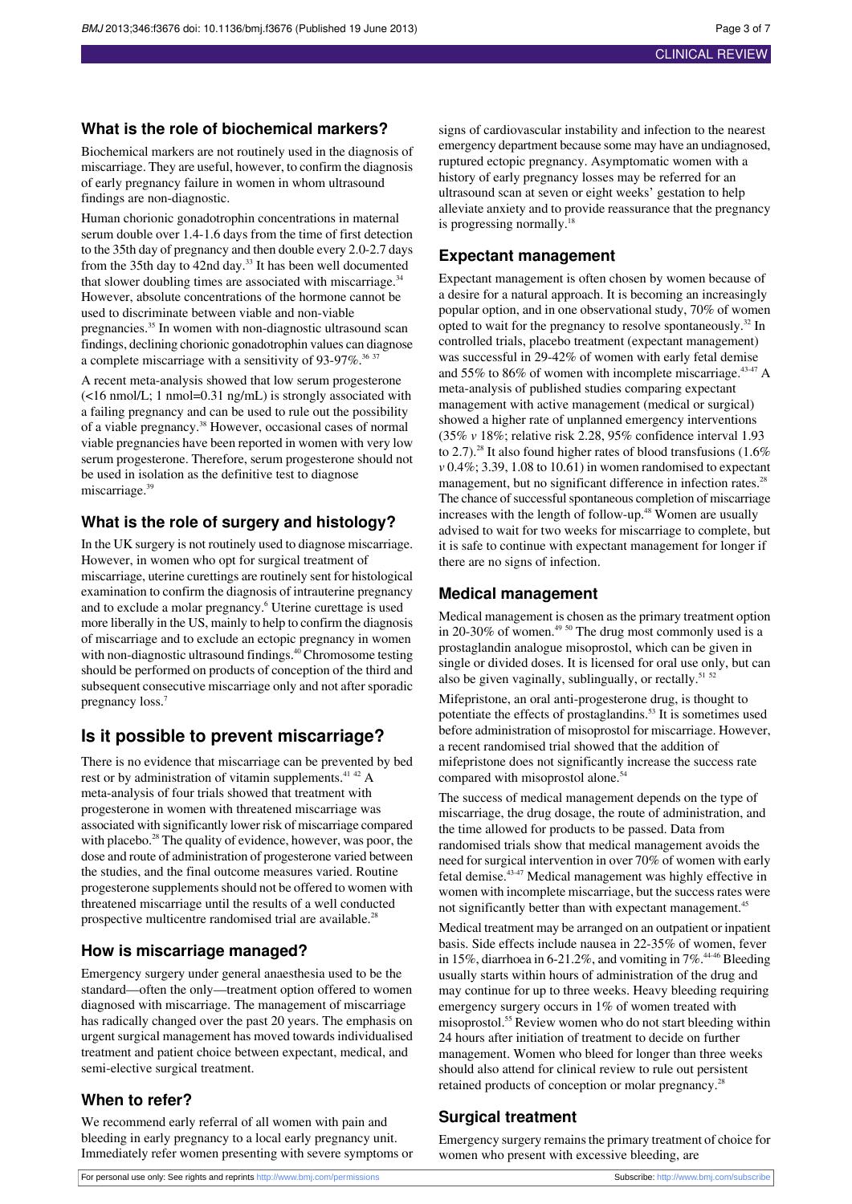## What is the role of biochemical markers?

Biochemical markers are not routinely used in the diagnosis of miscarriage. They are useful, however, to confirm the diagnosis of early pregnancy failure in women in whom ultrasound findings are non-diagnostic.

Human chorionic gonadotrophin concentrations in maternal serum double over 1.4-1.6 days from the time of first detection to the 35th day of pregnancy and then double every 2.0-2.7 days from the 35th day to 42nd day.[33] It has been well documented that slower doubling times are associated with miscarriage.[34] However, absolute concentrations of the hormone cannot be used to discriminate between viable and non-viable pregnancies.[35] In women with non-diagnostic ultrasound scan findings, declining chorionic gonadotrophin values can diagnose a complete miscarriage with a sensitivity of 93-97%.[36,37]

A recent meta-analysis showed that low serum progesterone (<16 nmol/L; 1 nmol=0.31 ng/mL) is strongly associated with a failing pregnancy and can be used to rule out the possibility of a viable pregnancy.[38] However, occasional cases of normal viable pregnancies have been reported in women with very low serum progesterone. Therefore, serum progesterone should not be used in isolation as the definitive test to diagnose miscarriage.[39]

## What is the role of surgery and histology?

In the UK surgery is not routinely used to diagnose miscarriage. However, in women who opt for surgical treatment of miscarriage, uterine curettings are routinely sent for histological examination to confirm the diagnosis of intrauterine pregnancy and to exclude a molar pregnancy.[6] Uterine curettage is used more liberally in the US, mainly to help to confirm the diagnosis of miscarriage and to exclude an ectopic pregnancy in women with non-diagnostic ultrasound findings.[40] Chromosome testing should be performed on products of conception of the third and subsequent consecutive miscarriage only and not after sporadic pregnancy loss.[7]

# Is it possible to prevent miscarriage?

There is no evidence that miscarriage can be prevented by bed rest or by administration of vitamin supplements.[41,42] A meta-analysis of four trials showed that treatment with progesterone in women with threatened miscarriage was associated with significantly lower risk of miscarriage compared with placebo.[28] The quality of evidence, however, was poor, the dose and route of administration of progesterone varied between the studies, and the final outcome measures varied. Routine progesterone supplements should not be offered to women with threatened miscarriage until the results of a well conducted prospective multicentre randomised trial are available.[28]

## How is miscarriage managed?

Emergency surgery under general anaesthesia used to be the standard—often the only—treatment option offered to women diagnosed with miscarriage. The management of miscarriage has radically changed over the past 20 years. The emphasis on urgent surgical management has moved towards individualised treatment and patient choice between expectant, medical, and semi-elective surgical treatment.

## When to refer?

We recommend early referral of all women with pain and bleeding in early pregnancy to a local early pregnancy unit. Immediately refer women presenting with severe symptoms or signs of cardiovascular instability and infection to the nearest emergency department because some may have an undiagnosed, ruptured ectopic pregnancy. Asymptomatic women with a history of early pregnancy losses may be referred for an ultrasound scan at seven or eight weeks' gestation to help alleviate anxiety and to provide reassurance that the pregnancy is progressing normally.[18]

## Expectant management

Expectant management is often chosen by women because of a desire for a natural approach. It is becoming an increasingly popular option, and in one observational study, 70% of women opted to wait for the pregnancy to resolve spontaneously.[32] In controlled trials, placebo treatment (expectant management) was successful in 29-42% of women with early fetal demise and 55% to 86% of women with incomplete miscarriage.[43-47] A meta-analysis of published studies comparing expectant management with active management (medical or surgical) showed a higher rate of unplanned emergency interventions (35% *v* 18%; relative risk 2.28, 95% confidence interval 1.93 to 2.7).[28] It also found higher rates of blood transfusions (1.6% *v* 0.4%; 3.39, 1.08 to 10.61) in women randomised to expectant management, but no significant difference in infection rates.[28] The chance of successful spontaneous completion of miscarriage increases with the length of follow-up.[48] Women are usually advised to wait for two weeks for miscarriage to complete, but it is safe to continue with expectant management for longer if there are no signs of infection.

## Medical management

Medical management is chosen as the primary treatment option in 20-30% of women.[49,50] The drug most commonly used is a prostaglandin analogue misoprostol, which can be given in single or divided doses. It is licensed for oral use only, but can also be given vaginally, sublingually, or rectally.[51,52]

Mifepristone, an oral anti-progesterone drug, is thought to potentiate the effects of prostaglandins.[53] It is sometimes used before administration of misoprostol for miscarriage. However, a recent randomised trial showed that the addition of mifepristone does not significantly increase the success rate compared with misoprostol alone.[54]

The success of medical management depends on the type of miscarriage, the drug dosage, the route of administration, and the time allowed for products to be passed. Data from randomised trials show that medical management avoids the need for surgical intervention in over 70% of women with early fetal demise.[43-47] Medical management was highly effective in women with incomplete miscarriage, but the success rates were not significantly better than with expectant management.[45]

Medical treatment may be arranged on an outpatient or inpatient basis. Side effects include nausea in 22-35% of women, fever in 15%, diarrhoea in 6-21.2%, and vomiting in 7%.[44-46] Bleeding usually starts within hours of administration of the drug and may continue for up to three weeks. Heavy bleeding requiring emergency surgery occurs in 1% of women treated with misoprostol.[55] Review women who do not start bleeding within 24 hours after initiation of treatment to decide on further management. Women who bleed for longer than three weeks should also attend for clinical review to rule out persistent retained products of conception or molar pregnancy.[28]

## Surgical treatment

Emergency surgery remains the primary treatment of choice for women who present with excessive bleeding, are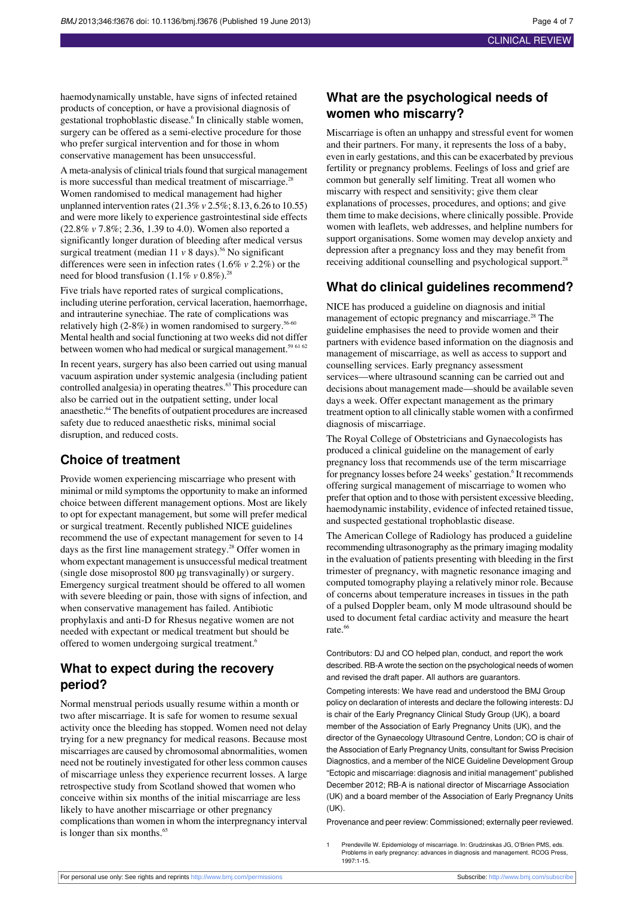haemodynamically unstable, have signs of infected retained products of conception, or have a provisional diagnosis of gestational trophoblastic disease.[6] In clinically stable women, surgery can be offered as a semi-elective procedure for those who prefer surgical intervention and for those in whom conservative management has been unsuccessful.

A meta-analysis of clinical trials found that surgical management is more successful than medical treatment of miscarriage.[28] Women randomised to medical management had higher unplanned intervention rates (21.3% *v* 2.5%; 8.13, 6.26 to 10.55) and were more likely to experience gastrointestinal side effects (22.8% *v* 7.8%; 2.36, 1.39 to 4.0). Women also reported a significantly longer duration of bleeding after medical versus surgical treatment (median 11 *v* 8 days).[56] No significant differences were seen in infection rates (1.6% *v* 2.2%) or the need for blood transfusion (1.1% *v* 0.8%).[28]

Five trials have reported rates of surgical complications, including uterine perforation, cervical laceration, haemorrhage, and intrauterine synechiae. The rate of complications was relatively high (2-8%) in women randomised to surgery.[56-60] Mental health and social functioning at two weeks did not differ between women who had medical or surgical management.[59 61 62]

In recent years, surgery has also been carried out using manual vacuum aspiration under systemic analgesia (including patient controlled analgesia) in operating theatres.[63] This procedure can also be carried out in the outpatient setting, under local anaesthetic.[64] The benefits of outpatient procedures are increased safety due to reduced anaesthetic risks, minimal social disruption, and reduced costs.

## Choice of treatment

Provide women experiencing miscarriage who present with minimal or mild symptoms the opportunity to make an informed choice between different management options. Most are likely to opt for expectant management, but some will prefer medical or surgical treatment. Recently published NICE guidelines recommend the use of expectant management for seven to 14 days as the first line management strategy.[28] Offer women in whom expectant management is unsuccessful medical treatment (single dose misoprostol 800 μg transvaginally) or surgery. Emergency surgical treatment should be offered to all women with severe bleeding or pain, those with signs of infection, and when conservative management has failed. Antibiotic prophylaxis and anti-D for Rhesus negative women are not needed with expectant or medical treatment but should be offered to women undergoing surgical treatment.[6]

## What to expect during the recovery period?

Normal menstrual periods usually resume within a month or two after miscarriage. It is safe for women to resume sexual activity once the bleeding has stopped. Women need not delay trying for a new pregnancy for medical reasons. Because most miscarriages are caused by chromosomal abnormalities, women need not be routinely investigated for other less common causes of miscarriage unless they experience recurrent losses. A large retrospective study from Scotland showed that women who conceive within six months of the initial miscarriage are less likely to have another miscarriage or other pregnancy complications than women in whom the interpregnancy interval is longer than six months.[65]

## What are the psychological needs of women who miscarry?

Miscarriage is often an unhappy and stressful event for women and their partners. For many, it represents the loss of a baby, even in early gestations, and this can be exacerbated by previous fertility or pregnancy problems. Feelings of loss and grief are common but generally self limiting. Treat all women who miscarry with respect and sensitivity; give them clear explanations of processes, procedures, and options; and give them time to make decisions, where clinically possible. Provide women with leaflets, web addresses, and helpline numbers for support organisations. Some women may develop anxiety and depression after a pregnancy loss and they may benefit from receiving additional counselling and psychological support.[28]

## What do clinical guidelines recommend?

NICE has produced a guideline on diagnosis and initial management of ectopic pregnancy and miscarriage.[28] The guideline emphasises the need to provide women and their partners with evidence based information on the diagnosis and management of miscarriage, as well as access to support and counselling services. Early pregnancy assessment services—where ultrasound scanning can be carried out and decisions about management made—should be available seven days a week. Offer expectant management as the primary treatment option to all clinically stable women with a confirmed diagnosis of miscarriage.

The Royal College of Obstetricians and Gynaecologists has produced a clinical guideline on the management of early pregnancy loss that recommends use of the term miscarriage for pregnancy losses before 24 weeks' gestation.[6] It recommends offering surgical management of miscarriage to women who prefer that option and to those with persistent excessive bleeding, haemodynamic instability, evidence of infected retained tissue, and suspected gestational trophoblastic disease.

The American College of Radiology has produced a guideline recommending ultrasonography as the primary imaging modality in the evaluation of patients presenting with bleeding in the first trimester of pregnancy, with magnetic resonance imaging and computed tomography playing a relatively minor role. Because of concerns about temperature increases in tissues in the path of a pulsed Doppler beam, only M mode ultrasound should be used to document fetal cardiac activity and measure the heart rate.[66]

Contributors: DJ and CO helped plan, conduct, and report the work described. RB-A wrote the section on the psychological needs of women and revised the draft paper. All authors are guarantors.

Competing interests: We have read and understood the BMJ Group policy on declaration of interests and declare the following interests: DJ is chair of the Early Pregnancy Clinical Study Group (UK), a board member of the Association of Early Pregnancy Units (UK), and the director of the Gynaecology Ultrasound Centre, London; CO is chair of the Association of Early Pregnancy Units, consultant for Swiss Precision Diagnostics, and a member of the NICE Guideline Development Group "Ectopic and miscarriage: diagnosis and initial management" published December 2012; RB-A is national director of Miscarriage Association (UK) and a board member of the Association of Early Pregnancy Units (UK).

Provenance and peer review: Commissioned; externally peer reviewed.

1 Prendeville W. Epidemiology of miscarriage. In: Grudzinskas JG, O'Brien PMS, eds. Problems in early pregnancy: advances in diagnosis and management. RCOG Press, 1997:1-15.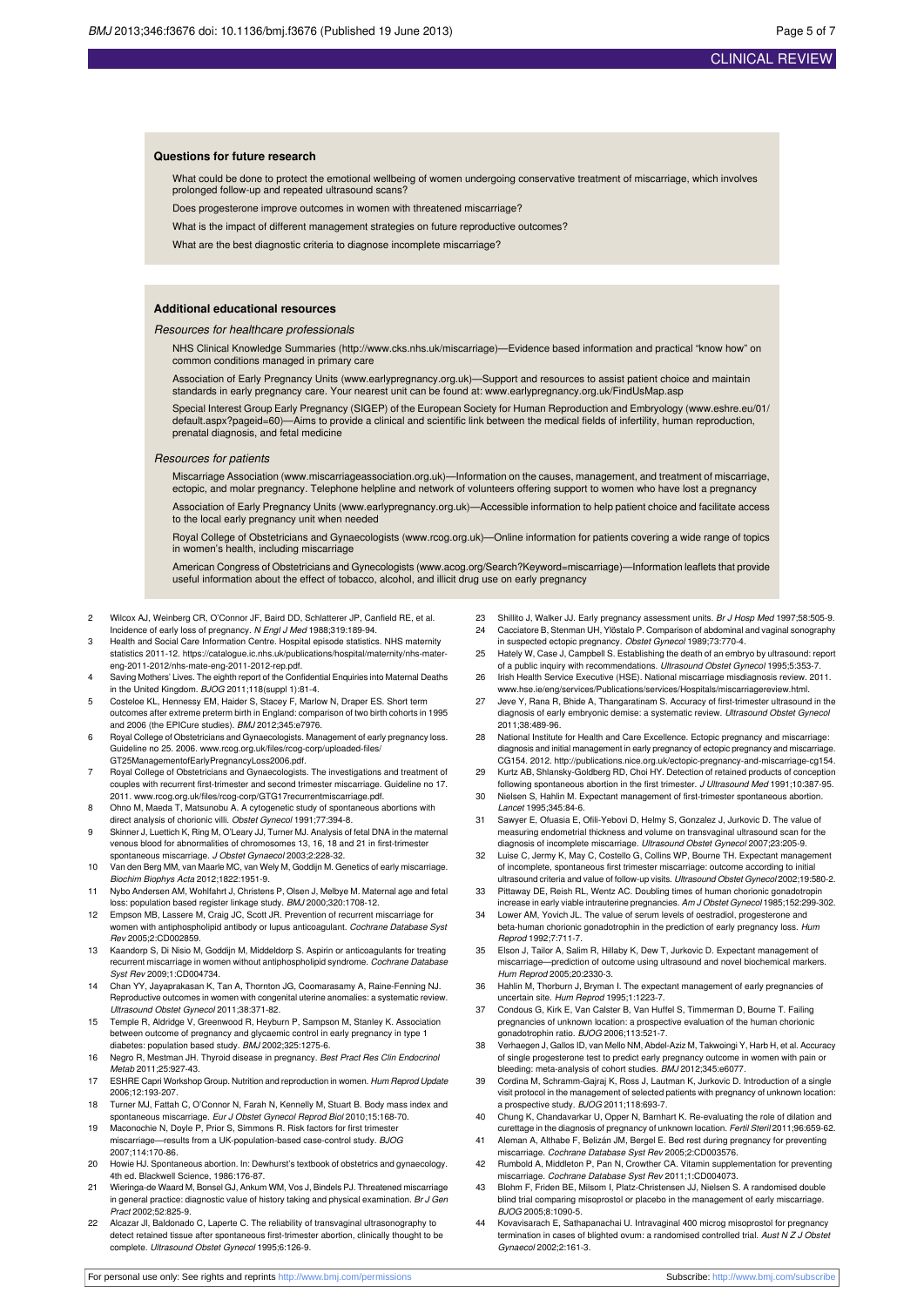### Questions for future research

What could be done to protect the emotional wellbeing of women undergoing conservative treatment of miscarriage, which involves prolonged follow-up and repeated ultrasound scans?

Does progesterone improve outcomes in women with threatened miscarriage?

What is the impact of different management strategies on future reproductive outcomes?

What are the best diagnostic criteria to diagnose incomplete miscarriage?

### Additional educational resources

*Resources for healthcare professionals*

NHS Clinical Knowledge Summaries (http://www.cks.nhs.uk/miscarriage)—Evidence based information and practical "know how" on common conditions managed in primary care

Association of Early Pregnancy Units (www.earlypregnancy.org.uk)—Support and resources to assist patient choice and maintain standards in early pregnancy care. Your nearest unit can be found at: www.earlypregnancy.org.uk/FindUsMap.asp

Special Interest Group Early Pregnancy (SIGEP) of the European Society for Human Reproduction and Embryology (www.eshre.eu/01/default.aspx?pageid=60)—Aims to provide a clinical and scientific link between the medical fields of infertility, human reproduction, prenatal diagnosis, and fetal medicine

*Resources for patients*

Miscarriage Association (www.miscarriageassociation.org.uk)—Information on the causes, management, and treatment of miscarriage, ectopic, and molar pregnancy. Telephone helpline and network of volunteers offering support to women who have lost a pregnancy

Association of Early Pregnancy Units (www.earlypregnancy.org.uk)—Accessible information to help patient choice and facilitate access to the local early pregnancy unit when needed

Royal College of Obstetricians and Gynaecologists (www.rcog.org.uk)—Online information for patients covering a wide range of topics in women's health, including miscarriage

American Congress of Obstetricians and Gynecologists (www.acog.org/Search?Keyword=miscarriage)—Information leaflets that provide useful information about the effect of tobacco, alcohol, and illicit drug use on early pregnancy

2. Wilcox AJ, Weinberg CR, O'Connor JF, Baird DD, Schlatterer JP, Canfield RE, et al. Incidence of early loss of pregnancy. *N Engl J Med* 1988;319:189-94.
3. Health and Social Care Information Centre. Hospital episode statistics. NHS maternity statistics 2011-12. https://catalogue.ic.nhs.uk/publications/hospital/maternity/nhs-mater-eng-2011-2012/nhs-mate-eng-2011-2012-rep.pdf.
4. Saving Mothers' Lives. The eighth report of the Confidential Enquiries into Maternal Deaths in the United Kingdom. *BJOG* 2011;118(suppl 1):81-4.
5. Costeloe KL, Hennessy EM, Haider S, Stacey F, Marlow N, Draper ES. Short term outcomes after extreme preterm birth in England: comparison of two birth cohorts in 1995 and 2006 (the EPICure studies). *BMJ* 2012;345:e7976.
6. Royal College of Obstetricians and Gynaecologists. Management of early pregnancy loss. Guideline no 25. 2006. www.rcog.org.uk/files/rcog-corp/uploaded-files/GT25ManagementofEarlyPregnancyLoss2006.pdf.
7. Royal College of Obstetricians and Gynaecologists. The investigations and treatment of couples with recurrent first-trimester and second trimester miscarriage. Guideline no 17. 2011. www.rcog.org.uk/files/rcog-corp/GTG17recurrentmiscarriage.pdf.
8. Ohno M, Maeda T, Matsunobu A. A cytogenetic study of spontaneous abortions with direct analysis of chorionic villi. *Obstet Gynecol* 1991;77:394-8.
9. Skinner J, Luettich K, Ring M, O'Leary JJ, Turner MJ. Analysis of fetal DNA in the maternal venous blood for abnormalities of chromosomes 13, 16, 18 and 21 in first-trimester spontaneous miscarriage. *J Obstet Gynaecol* 2003;2:228-32.
10. Van den Berg MM, van Maarle MC, van Wely M, Goddijn M. Genetics of early miscarriage. *Biochim Biophys Acta* 2012;1822:1951-9.
11. Nybo Andersen AM, Wohlfahrt J, Christens P, Olsen J, Melbye M. Maternal age and fetal loss: population based register linkage study. *BMJ* 2000;320:1708-12.
12. Empson MB, Lassere M, Craig JC, Scott JR. Prevention of recurrent miscarriage for women with antiphospholipid antibody or lupus anticoagulant. *Cochrane Database Syst Rev* 2005;2:CD002859.
13. Kaandorp S, Di Nisio M, Goddijn M, Middeldorp S. Aspirin or anticoagulants for treating recurrent miscarriage in women without antiphospholipid syndrome. *Cochrane Database Syst Rev* 2009;1:CD004734.
14. Chan YY, Jayaprakasan K, Tan A, Thornton JG, Coomarasamy A, Raine-Fenning NJ. Reproductive outcomes in women with congenital uterine anomalies: a systematic review. *Ultrasound Obstet Gynecol* 2011;38:371-82.
15. Temple R, Aldridge V, Greenwood R, Heyburn P, Sampson M, Stanley K. Association between outcome of pregnancy and glycaemic control in early pregnancy in type 1 diabetes: population based study. *BMJ* 2002;325:1275-6.
16. Negro R, Mestman JH. Thyroid disease in pregnancy. *Best Pract Res Clin Endocrinol Metab* 2011;25:927-43.
17. ESHRE Capri Workshop Group. Nutrition and reproduction in women. *Hum Reprod Update* 2006;12:193-207.
18. Turner MJ, Fattah C, O'Connor N, Farah N, Kennelly M, Stuart B. Body mass index and spontaneous miscarriage. *Eur J Obstet Gynecol Reprod Biol* 2010;15:168-70.
19. Maconochie N, Doyle P, Prior S, Simmons R. Risk factors for first trimester miscarriage—results from a UK-population-based case-control study. *BJOG* 2007;114:170-86.
20. Howie HJ. Spontaneous abortion. In: Dewhurst's textbook of obstetrics and gynaecology. 4th ed. Blackwell Science, 1986:176-87.
21. Wieringa-de Waard M, Bonsel GJ, Ankum WM, Vos J, Bindels PJ. Threatened miscarriage in general practice: diagnostic value of history taking and physical examination. *Br J Gen Pract* 2002;52:825-9.
22. Alcazar JI, Baldonado C, Laperte C. The reliability of transvaginal ultrasonography to detect retained tissue after spontaneous first-trimester abortion, clinically thought to be complete. *Ultrasound Obstet Gynecol* 1995;6:126-9.
23. Shillito J, Walker JJ. Early pregnancy assessment units. *Br J Hosp Med* 1997;58:505-9.
24. Cacciatore B, Stenman UH, Ylöstalo P. Comparison of abdominal and vaginal sonography in suspected ectopic pregnancy. *Obstet Gynecol* 1989;73:770-4.
25. Hately W, Case J, Campbell S. Establishing the death of an embryo by ultrasound: report of a public inquiry with recommendations. *Ultrasound Obstet Gynecol* 1995;5:353-7.
26. Irish Health Service Executive (HSE). National miscarriage misdiagnosis review. 2011. www.hse.ie/eng/services/Publications/services/Hospitals/miscarriagereview.html.
27. Jeve Y, Rana R, Bhide A, Thangaratinam S. Accuracy of first-trimester ultrasound in the diagnosis of early embryonic demise: a systematic review. *Ultrasound Obstet Gynecol* 2011;38:489-96.
28. National Institute for Health and Care Excellence. Ectopic pregnancy and miscarriage: diagnosis and initial management in early pregnancy of ectopic pregnancy and miscarriage. CG154. 2012. http://publications.nice.org.uk/ectopic-pregnancy-and-miscarriage-cg154.
29. Kurtz AB, Shlansky-Goldberg RD, Choi HY. Detection of retained products of conception following spontaneous abortion in the first trimester. *J Ultrasound Med* 1991;10:387-95.
30. Nielsen S, Hahlin M. Expectant management of first-trimester spontaneous abortion. *Lancet* 1995;345:84-6.
31. Sawyer E, Ofuasia E, Ofili-Yebovi D, Helmy S, Gonzalez J, Jurkovic D. The value of measuring endometrial thickness and volume on transvaginal ultrasound scan for the diagnosis of incomplete miscarriage. *Ultrasound Obstet Gynecol* 2007;23:205-9.
32. Luise C, Jermy K, May C, Costello G, Collins WP, Bourne TH. Expectant management of incomplete, spontaneous first trimester miscarriage: outcome according to initial ultrasound criteria and value of follow-up visits. *Ultrasound Obstet Gynecol* 2002;19:580-2.
33. Pittaway DE, Reish RL, Wentz AC. Doubling times of human chorionic gonadotropin increase in early viable intrauterine pregnancies. *Am J Obstet Gynecol* 1985;152:299-302.
34. Lower AM, Yovich JL. The value of serum levels of oestradiol, progesterone and beta-human chorionic gonadotrophin in the prediction of early pregnancy loss. *Hum Reprod* 1992;7:711-7.
35. Elson J, Tailor A, Salim R, Hillaby K, Dew T, Jurkovic D. Expectant management of miscarriage—prediction of outcome using ultrasound and novel biochemical markers. *Hum Reprod* 2005;20:2330-3.
36. Hahlin M, Thorburn J, Bryman I. The expectant management of early pregnancies of uncertain site. *Hum Reprod* 1995;1:1223-7.
37. Condous G, Kirk E, Van Calster B, Van Huffel S, Timmerman D, Bourne T. Failing pregnancies of unknown location: a prospective evaluation of the human chorionic gonadotrophin ratio. *BJOG* 2006;113:521-7.
38. Verhaegen J, Gallos ID, van Mello NM, Abdel-Aziz M, Takwoingi Y, Harb H, et al. Accuracy of single progesterone test to predict early pregnancy outcome in women with pain or bleeding: meta-analysis of cohort studies. *BMJ* 2012;345:e6077.
39. Cordina M, Schramm-Gajraj K, Ross J, Lautman K, Jurkovic D. Introduction of a single visit protocol in the management of selected patients with pregnancy of unknown location: a prospective study. *BJOG* 2011;118:693-7.
40. Chung K, Chandavarkar U, Opper N, Barnhart K. Re-evaluating the role of dilation and curettage in the diagnosis of pregnancy of unknown location. *Fertil Steril* 2011;96:659-62.
41. Aleman A, Althabe F, Belizán JM, Bergel E. Bed rest during pregnancy for preventing miscarriage. *Cochrane Database Syst Rev* 2005;2:CD003576.
42. Rumbold A, Middleton P, Pan N, Crowther CA. Vitamin supplementation for preventing miscarriage. *Cochrane Database Syst Rev* 2011;1:CD004073.
43. Blohm F, Friden BE, Milsom I, Platz-Christensen JJ, Nielsen S. A randomised double blind trial comparing misoprostol or placebo in the management of early miscarriage. *BJOG* 2005;8:1090-5.
44. Kovavisarach E, Sathapanachai U. Intravaginal 400 microg misoprostol for pregnancy termination in cases of blighted ovum: a randomised controlled trial. *Aust N Z J Obstet Gynaecol* 2002;2:161-3.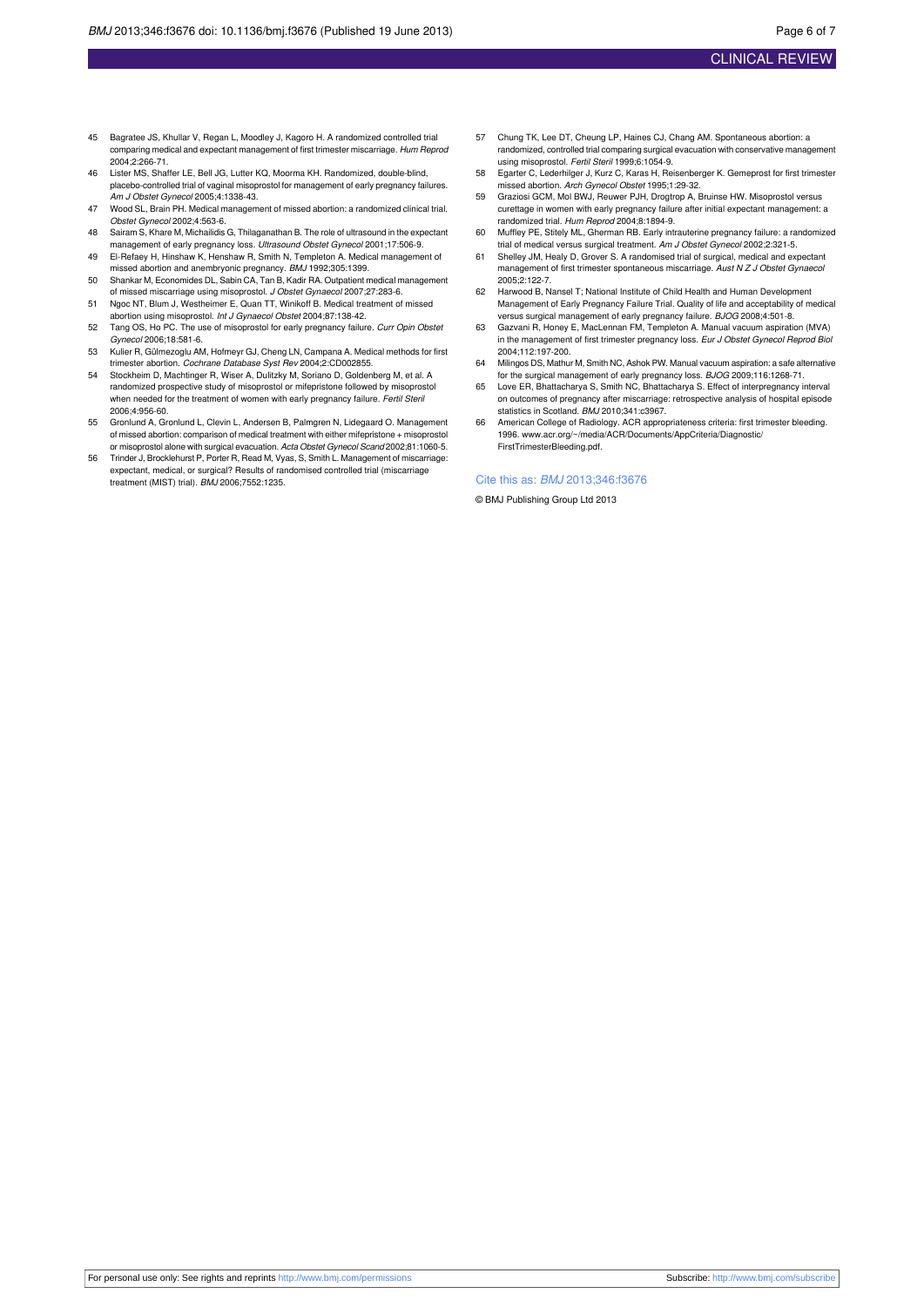45 Bagratee JS, Khullar V, Regan L, Moodley J, Kagoro H. A randomized controlled trial comparing medical and expectant management of first trimester miscarriage. *Hum Reprod* 2004;2:266-71.

46 Lister MS, Shaffer LE, Bell JG, Lutter KQ, Moorma KH. Randomized, double-blind, placebo-controlled trial of vaginal misoprostol for management of early pregnancy failures. *Am J Obstet Gynecol* 2005;4:1338-43.

47 Wood SL, Brain PH. Medical management of missed abortion: a randomized clinical trial. *Obstet Gynecol* 2002;4:563-6.

48 Sairam S, Khare M, Michailidis G, Thilaganathan B. The role of ultrasound in the expectant management of early pregnancy loss. *Ultrasound Obstet Gynecol* 2001;17:506-9.

49 El-Refaey H, Hinshaw K, Henshaw R, Smith N, Templeton A. Medical management of missed abortion and anembryonic pregnancy. *BMJ* 1992;305:1399.

50 Shankar M, Economides DL, Sabin CA, Tan B, Kadir RA. Outpatient medical management of missed miscarriage using misoprostol. *J Obstet Gynaecol* 2007;27:283-6.

51 Ngoc NT, Blum J, Westheimer E, Quan TT, Winikoff B. Medical treatment of missed abortion using misoprostol. *Int J Gynaecol Obstet* 2004;87:138-42.

52 Tang OS, Ho PC. The use of misoprostol for early pregnancy failure. *Curr Opin Obstet Gynecol* 2006;18:581-6.

53 Kulier R, Gülmezoglu AM, Hofmeyr GJ, Cheng LN, Campana A. Medical methods for first trimester abortion. *Cochrane Database Syst Rev* 2004;2:CD002855.

54 Stockheim D, Machtinger R, Wiser A, Dulitzky M, Soriano D, Goldenberg M, et al. A randomized prospective study of misoprostol or mifepristone followed by misoprostol when needed for the treatment of women with early pregnancy failure. *Fertil Steril* 2006;4:956-60.

55 Gronlund A, Gronlund L, Clevin L, Andersen B, Palmgren N, Lidegaard O. Management of missed abortion: comparison of medical treatment with either mifepristone + misoprostol or misoprostol alone with surgical evacuation. *Acta Obstet Gynecol Scand* 2002;81:1060-5.

56 Trinder J, Brocklehurst P, Porter R, Read M, Vyas, S, Smith L. Management of miscarriage: expectant, medical, or surgical? Results of randomised controlled trial (miscarriage treatment (MIST) trial). *BMJ* 2006;7552:1235.

57 Chung TK, Lee DT, Cheung LP, Haines CJ, Chang AM. Spontaneous abortion: a randomized, controlled trial comparing surgical evacuation with conservative management using misoprostol. *Fertil Steril* 1999;6:1054-9.

58 Egarter C, Lederhilger J, Kurz C, Karas H, Reisenberger K. Gemeprost for first trimester missed abortion. *Arch Gynecol Obstet* 1995;1:29-32.

59 Graziosi GCM, Mol BWJ, Reuwer PJH, Drogtrop A, Bruinse HW. Misoprostol versus curettage in women with early pregnancy failure after initial expectant management: a randomized trial. *Hum Reprod* 2004;8:1894-9.

60 Muffley PE, Stitely ML, Gherman RB. Early intrauterine pregnancy failure: a randomized trial of medical versus surgical treatment. *Am J Obstet Gynecol* 2002;2:321-5.

61 Shelley JM, Healy D, Grover S. A randomised trial of surgical, medical and expectant management of first trimester spontaneous miscarriage. *Aust N Z J Obstet Gynaecol* 2005;2:122-7.

62 Harwood B, Nansel T; National Institute of Child Health and Human Development Management of Early Pregnancy Failure Trial. Quality of life and acceptability of medical versus surgical management of early pregnancy failure. *BJOG* 2008;4:501-8.

63 Gazvani R, Honey E, MacLennan FM, Templeton A. Manual vacuum aspiration (MVA) in the management of first trimester pregnancy loss. *Eur J Obstet Gynecol Reprod Biol* 2004;112:197-200.

64 Milingos DS, Mathur M, Smith NC, Ashok PW. Manual vacuum aspiration: a safe alternative for the surgical management of early pregnancy loss. *BJOG* 2009;116:1268-71.

65 Love ER, Bhattacharya S, Smith NC, Bhattacharya S. Effect of interpregnancy interval on outcomes of pregnancy after miscarriage: retrospective analysis of hospital episode statistics in Scotland. *BMJ* 2010;341:c3967.

66 American College of Radiology. ACR appropriateness criteria: first trimester bleeding. 1996. www.acr.org/~/media/ACR/Documents/AppCriteria/Diagnostic/FirstTrimesterBleeding.pdf.

Cite this as: *BMJ* 2013;346:f3676

© BMJ Publishing Group Ltd 2013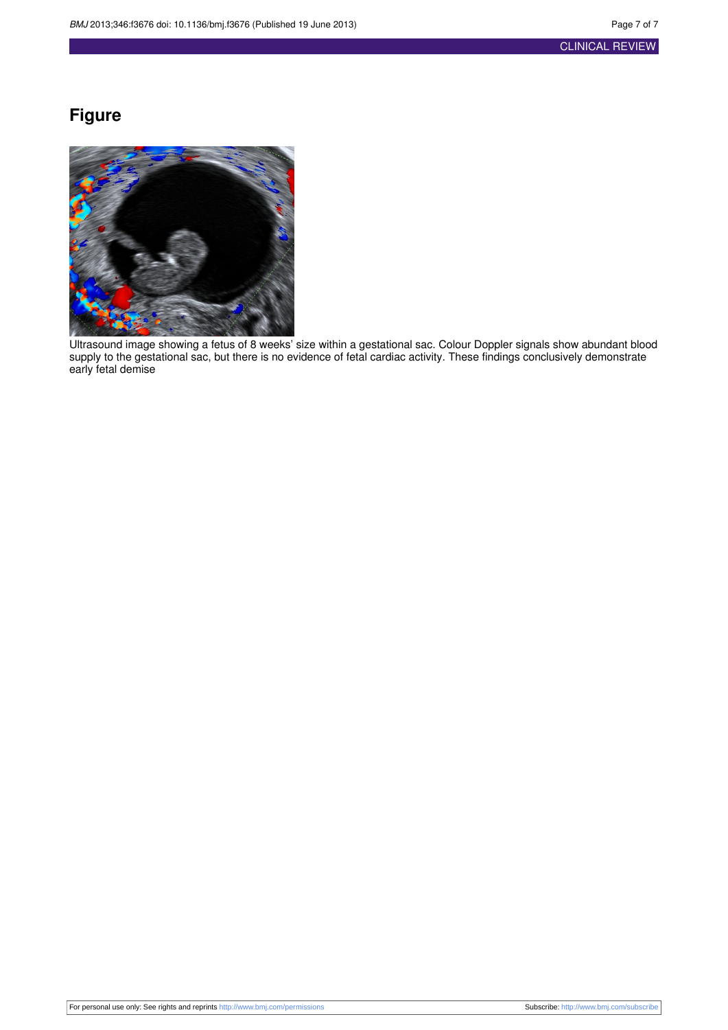## Figure

Ultrasound image showing a fetus of 8 weeks' size within a gestational sac. Colour Doppler signals show abundant blood supply to the gestational sac, but there is no evidence of fetal cardiac activity. These findings conclusively demonstrate early fetal demise